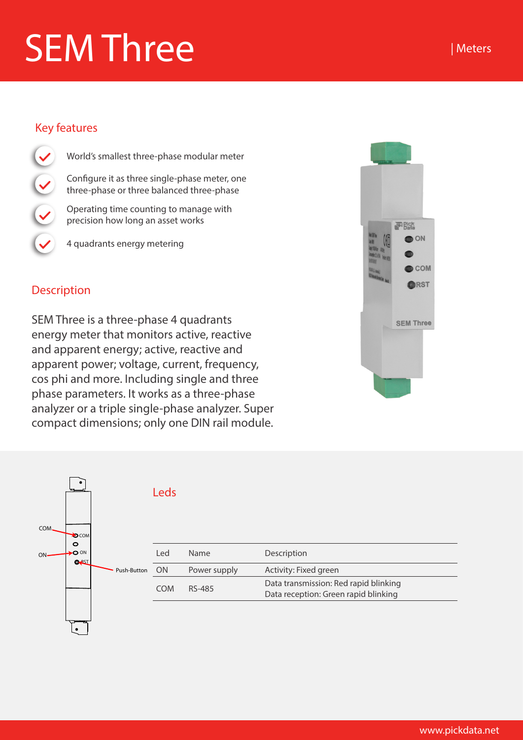# SEM Three

| Meters

## Key features

- World's smallest three-phase modular meter
- Configure it as three single-phase meter, one three-phase or three balanced three-phase
- Operating time counting to manage with precision how long an asset works
- 4 quadrants energy metering

## Description

SEM Three is a three-phase 4 quadrants energy meter that monitors active, reactive and apparent energy; active, reactive and apparent power; voltage, current, frequency, cos phi and more. Including single and three phase parameters. It works as a three-phase analyzer or a triple single-phase analyzer. Super compact dimensions; only one DIN rail module.

COM

ON

Push-Button

## Leds

| Led | Name | Description |
|---|---|---|
| ON | Power supply | Activity: Fixed green |
| COM | RS-485 | Data transmission: Red rapid blinking<br>Data reception: Green rapid blinking |

www.pickdata.net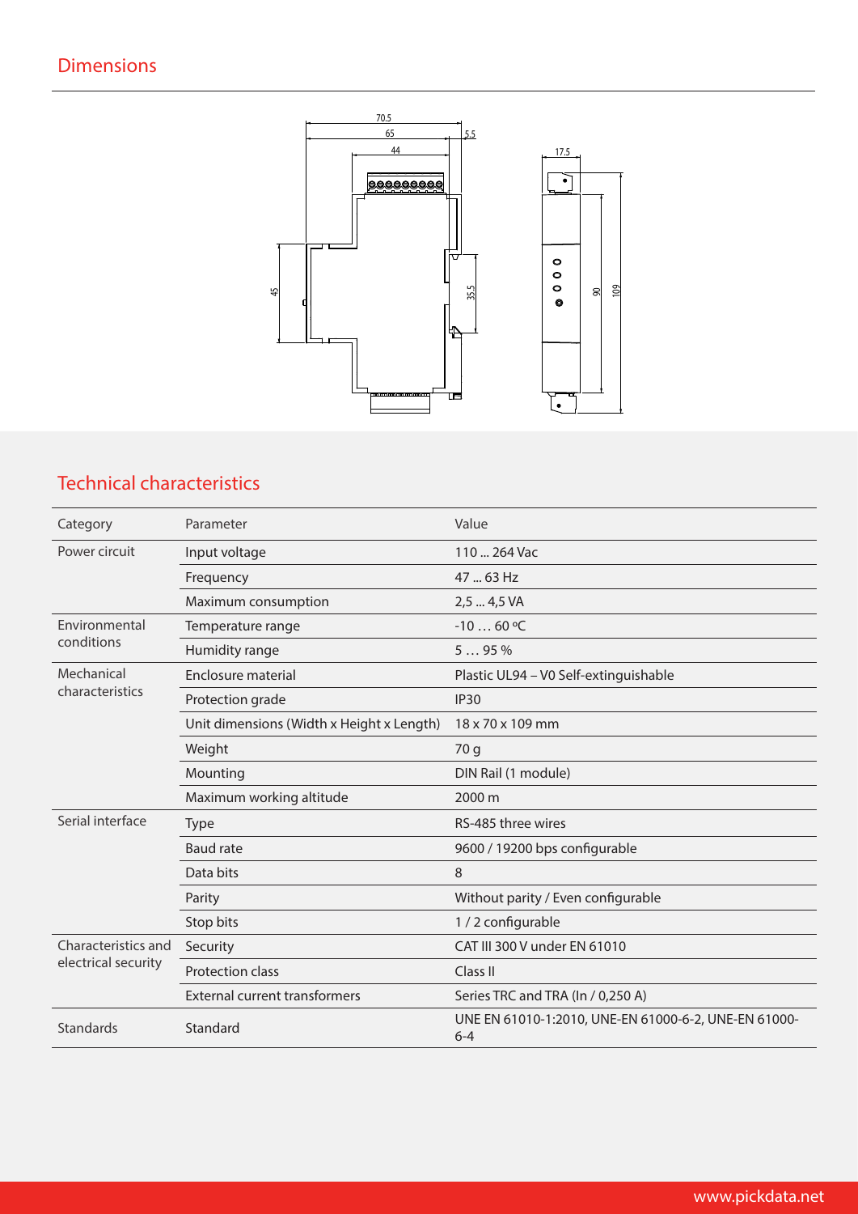## Dimensions

70.5
65
5.5
44
17.5
45
35.5
90
109

## Technical characteristics

| Category | Parameter | Value |
|---|---|---|
| Power circuit | Input voltage | 110 ... 264 Vac |
| | Frequency | 47 ... 63 Hz |
| | Maximum consumption | 2,5 ... 4,5 VA |
| Environmental conditions | Temperature range | -10 … 60 ºC |
| | Humidity range | 5 … 95 % |
| Mechanical characteristics | Enclosure material | Plastic UL94 – V0 Self-extinguishable |
| | Protection grade | IP30 |
| | Unit dimensions (Width x Height x Length) | 18 x 70 x 109 mm |
| | Weight | 70 g |
| | Mounting | DIN Rail (1 module) |
| | Maximum working altitude | 2000 m |
| Serial interface | Type | RS-485 three wires |
| | Baud rate | 9600 / 19200 bps configurable |
| | Data bits | 8 |
| | Parity | Without parity / Even configurable |
| | Stop bits | 1 / 2 configurable |
| Characteristics and electrical security | Security | CAT III 300 V under EN 61010 |
| | Protection class | Class II |
| | External current transformers | Series TRC and TRA (In / 0,250 A) |
| Standards | Standard | UNE EN 61010-1:2010, UNE-EN 61000-6-2, UNE-EN 61000-6-4 |

www.pickdata.net